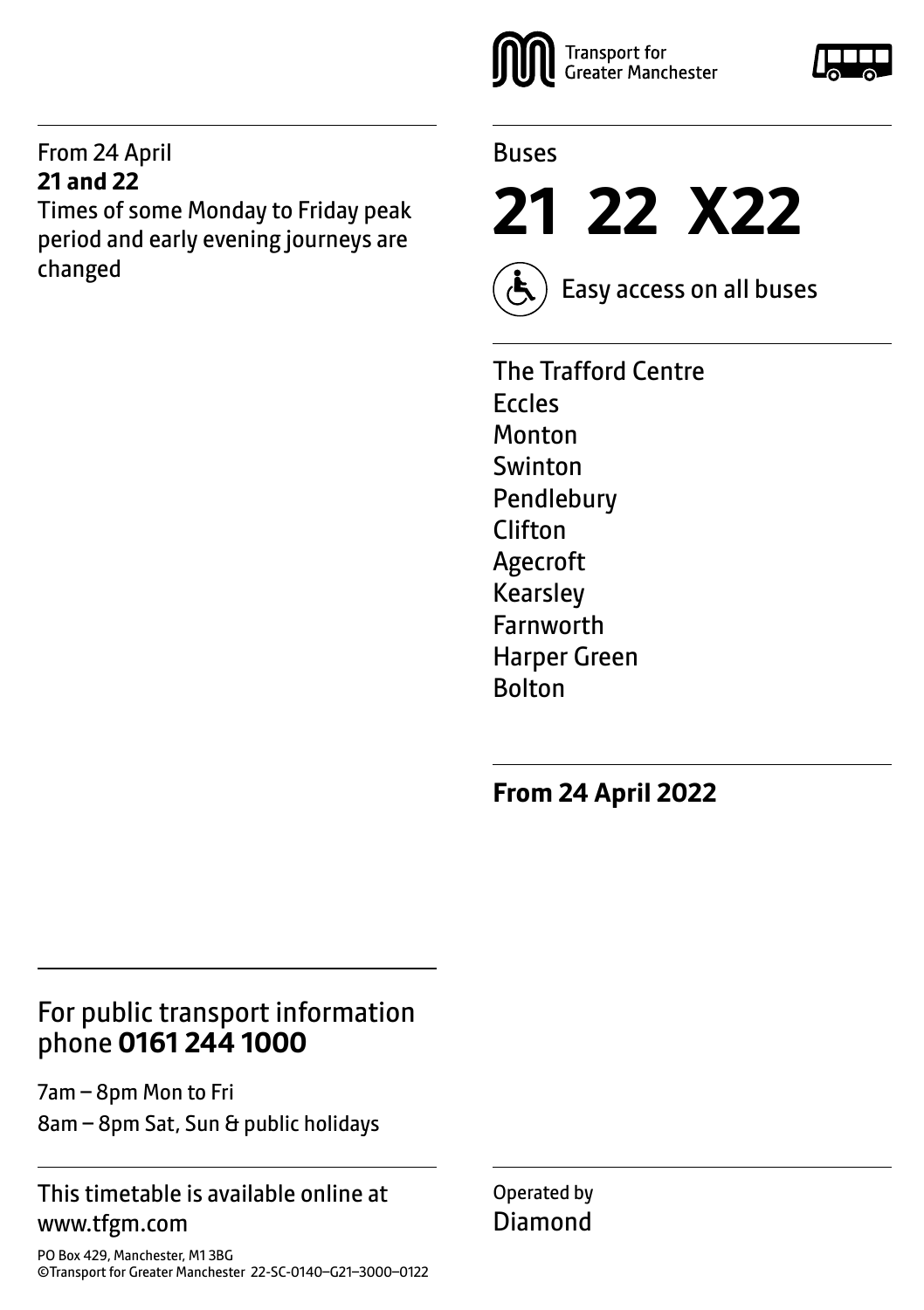From 24 April
**21 and 22**
Times of some Monday to Friday peak period and early evening journeys are changed

Transport for Greater Manchester

Buses

# 21 22 X22

Easy access on all buses

The Trafford Centre
Eccles
Monton
Swinton
Pendlebury
Clifton
Agecroft
Kearsley
Farnworth
Harper Green
Bolton

**From 24 April 2022**

For public transport information phone **0161 244 1000**

7am – 8pm Mon to Fri
8am – 8pm Sat, Sun & public holidays

This timetable is available online at www.tfgm.com

PO Box 429, Manchester, M1 3BG
©Transport for Greater Manchester 22-SC-0140–G21–3000–0122

Operated by
Diamond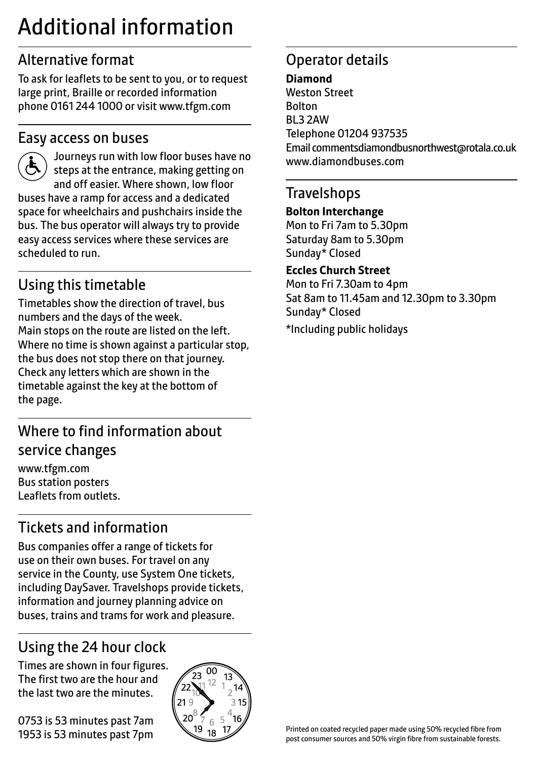# Additional information

## Alternative format

To ask for leaflets to be sent to you, or to request large print, Braille or recorded information phone 0161 244 1000 or visit www.tfgm.com

## Easy access on buses

Journeys run with low floor buses have no steps at the entrance, making getting on and off easier. Where shown, low floor buses have a ramp for access and a dedicated space for wheelchairs and pushchairs inside the bus. The bus operator will always try to provide easy access services where these services are scheduled to run.

## Using this timetable

Timetables show the direction of travel, bus numbers and the days of the week.
Main stops on the route are listed on the left. Where no time is shown against a particular stop, the bus does not stop there on that journey. Check any letters which are shown in the timetable against the key at the bottom of the page.

## Where to find information about service changes

www.tfgm.com
Bus station posters
Leaflets from outlets.

## Tickets and information

Bus companies offer a range of tickets for use on their own buses. For travel on any service in the County, use System One tickets, including DaySaver. Travelshops provide tickets, information and journey planning advice on buses, trains and trams for work and pleasure.

## Using the 24 hour clock

Times are shown in four figures. The first two are the hour and the last two are the minutes.

0753 is 53 minutes past 7am
1953 is 53 minutes past 7pm

## Operator details

**Diamond**
Weston Street
Bolton
BL3 2AW
Telephone 01204 937535
Email commentsdiamondbusnorthwest@rotala.co.uk
www.diamondbuses.com

## Travelshops

**Bolton Interchange**
Mon to Fri 7am to 5.30pm
Saturday 8am to 5.30pm
Sunday* Closed

**Eccles Church Street**
Mon to Fri 7.30am to 4pm
Sat 8am to 11.45am and 12.30pm to 3.30pm
Sunday* Closed

*Including public holidays

Printed on coated recycled paper made using 50% recycled fibre from post consumer sources and 50% virgin fibre from sustainable forests.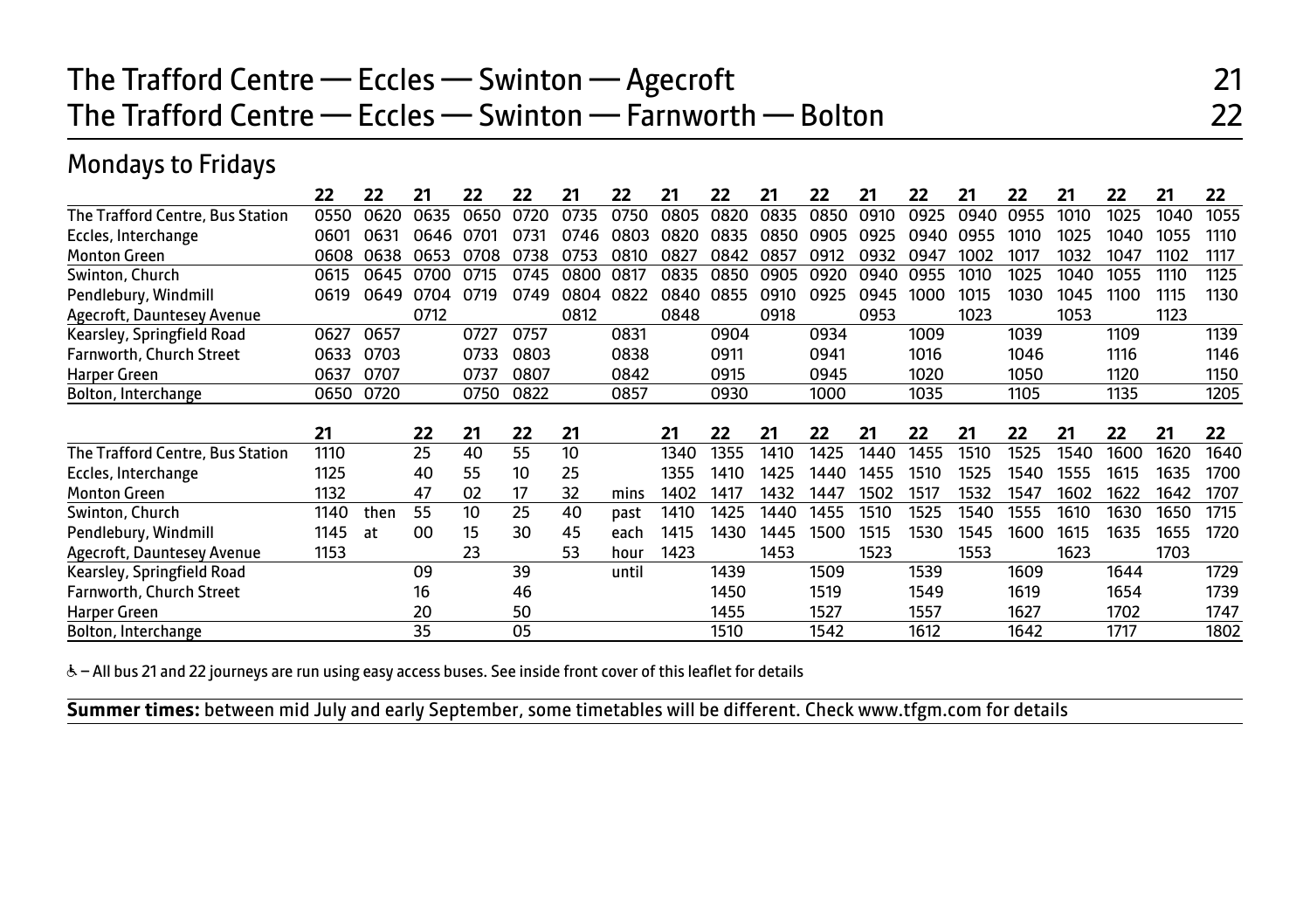# The Trafford Centre — Eccles — Swinton — Agecroft 21
# The Trafford Centre — Eccles — Swinton — Farnworth — Bolton 22

## Mondays to Fridays

| | 22 | 22 | 21 | 22 | 22 | 21 | 22 | 21 | 22 | 21 | 22 | 21 | 22 | 21 | 22 | 21 | 22 | 21 | 22 |
|---|---|---|---|---|---|---|---|---|---|---|---|---|---|---|---|---|---|---|---|
| The Trafford Centre, Bus Station | 0550 | 0620 | 0635 | 0650 | 0720 | 0735 | 0750 | 0805 | 0820 | 0835 | 0850 | 0910 | 0925 | 0940 | 0955 | 1010 | 1025 | 1040 | 1055 |
| Eccles, Interchange | 0601 | 0631 | 0646 | 0701 | 0731 | 0746 | 0803 | 0820 | 0835 | 0850 | 0905 | 0925 | 0940 | 0955 | 1010 | 1025 | 1040 | 1055 | 1110 |
| Monton Green | 0608 | 0638 | 0653 | 0708 | 0738 | 0753 | 0810 | 0827 | 0842 | 0857 | 0912 | 0932 | 0947 | 1002 | 1017 | 1032 | 1047 | 1102 | 1117 |
| Swinton, Church | 0615 | 0645 | 0700 | 0715 | 0745 | 0800 | 0817 | 0835 | 0850 | 0905 | 0920 | 0940 | 0955 | 1010 | 1025 | 1040 | 1055 | 1110 | 1125 |
| Pendlebury, Windmill | 0619 | 0649 | 0704 | 0719 | 0749 | 0804 | 0822 | 0840 | 0855 | 0910 | 0925 | 0945 | 1000 | 1015 | 1030 | 1045 | 1100 | 1115 | 1130 |
| Agecroft, Dauntesey Avenue | | | 0712 | | | 0812 | | 0848 | | 0918 | | 0953 | | 1023 | | 1053 | | 1123 | |
| Kearsley, Springfield Road | 0627 | 0657 | | 0727 | 0757 | | 0831 | | 0904 | | 0934 | | 1009 | | 1039 | | 1109 | | 1139 |
| Farnworth, Church Street | 0633 | 0703 | | 0733 | 0803 | | 0838 | | 0911 | | 0941 | | 1016 | | 1046 | | 1116 | | 1146 |
| Harper Green | 0637 | 0707 | | 0737 | 0807 | | 0842 | | 0915 | | 0945 | | 1020 | | 1050 | | 1120 | | 1150 |
| Bolton, Interchange | 0650 | 0720 | | 0750 | 0822 | | 0857 | | 0930 | | 1000 | | 1035 | | 1105 | | 1135 | | 1205 |

| | 21 | | 22 | 21 | 22 | 21 | | 21 | 22 | 21 | 22 | 21 | 22 | 21 | 22 | 21 | 22 | 21 | 22 |
|---|---|---|---|---|---|---|---|---|---|---|---|---|---|---|---|---|---|---|---|
| The Trafford Centre, Bus Station | 1110 | | 25 | 40 | 55 | 10 | | 1340 | 1355 | 1410 | 1425 | 1440 | 1455 | 1510 | 1525 | 1540 | 1600 | 1620 | 1640 |
| Eccles, Interchange | 1125 | | 40 | 55 | 10 | 25 | | 1355 | 1410 | 1425 | 1440 | 1455 | 1510 | 1525 | 1540 | 1555 | 1615 | 1635 | 1700 |
| Monton Green | 1132 | | 47 | 02 | 17 | 32 | mins | 1402 | 1417 | 1432 | 1447 | 1502 | 1517 | 1532 | 1547 | 1602 | 1622 | 1642 | 1707 |
| Swinton, Church | 1140 | then | 55 | 10 | 25 | 40 | past | 1410 | 1425 | 1440 | 1455 | 1510 | 1525 | 1540 | 1555 | 1610 | 1630 | 1650 | 1715 |
| Pendlebury, Windmill | 1145 | at | 00 | 15 | 30 | 45 | each | 1415 | 1430 | 1445 | 1500 | 1515 | 1530 | 1545 | 1600 | 1615 | 1635 | 1655 | 1720 |
| Agecroft, Dauntesey Avenue | 1153 | | | 23 | | 53 | hour | 1423 | | 1453 | | 1523 | | 1553 | | 1623 | | 1703 | |
| Kearsley, Springfield Road | | | 09 | | 39 | | until | | 1439 | | 1509 | | 1539 | | 1609 | | 1644 | | 1729 |
| Farnworth, Church Street | | | 16 | | 46 | | | | 1450 | | 1519 | | 1549 | | 1619 | | 1654 | | 1739 |
| Harper Green | | | 20 | | 50 | | | | 1455 | | 1527 | | 1557 | | 1627 | | 1702 | | 1747 |
| Bolton, Interchange | | | 35 | | 05 | | | | 1510 | | 1542 | | 1612 | | 1642 | | 1717 | | 1802 |

♿ – All bus 21 and 22 journeys are run using easy access buses. See inside front cover of this leaflet for details

**Summer times:** between mid July and early September, some timetables will be different. Check www.tfgm.com for details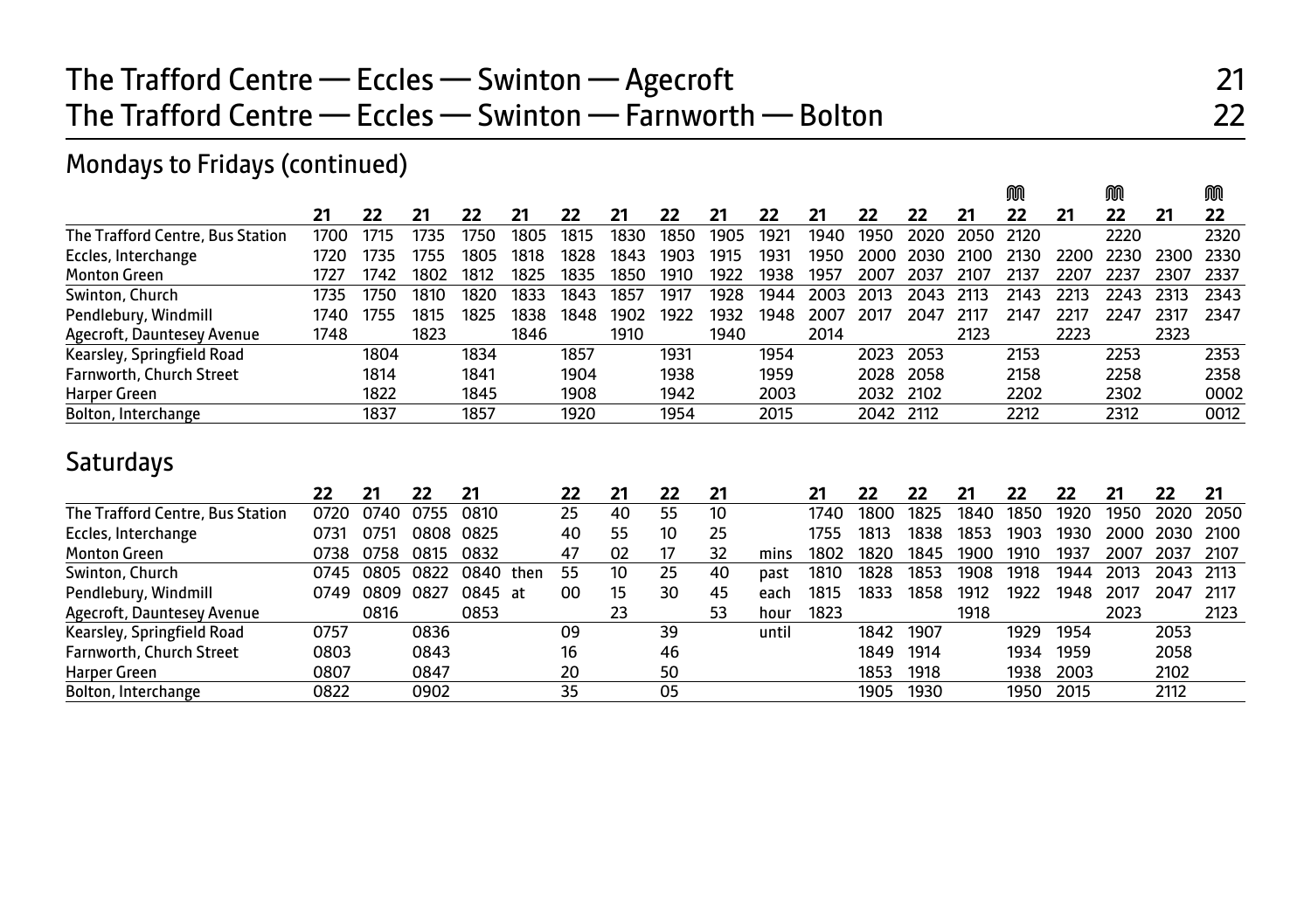## Mondays to Fridays (continued)

| | 21 | 22 | 21 | 22 | 21 | 22 | 21 | 22 | 21 | 22 | 21 | 22 | 22 | 21 | 22 (M) | 21 | 22 (M) | 21 | 22 (M) |
|---|---|---|---|---|---|---|---|---|---|---|---|---|---|---|---|---|---|---|---|
| The Trafford Centre, Bus Station | 1700 | 1715 | 1735 | 1750 | 1805 | 1815 | 1830 | 1850 | 1905 | 1921 | 1940 | 1950 | 2020 | 2050 | 2120 | | 2220 | | 2320 |
| Eccles, Interchange | 1720 | 1735 | 1755 | 1805 | 1818 | 1828 | 1843 | 1903 | 1915 | 1931 | 1950 | 2000 | 2030 | 2100 | 2130 | 2200 | 2230 | 2300 | 2330 |
| Monton Green | 1727 | 1742 | 1802 | 1812 | 1825 | 1835 | 1850 | 1910 | 1922 | 1938 | 1957 | 2007 | 2037 | 2107 | 2137 | 2207 | 2237 | 2307 | 2337 |
| Swinton, Church | 1735 | 1750 | 1810 | 1820 | 1833 | 1843 | 1857 | 1917 | 1928 | 1944 | 2003 | 2013 | 2043 | 2113 | 2143 | 2213 | 2243 | 2313 | 2343 |
| Pendlebury, Windmill | 1740 | 1755 | 1815 | 1825 | 1838 | 1848 | 1902 | 1922 | 1932 | 1948 | 2007 | 2017 | 2047 | 2117 | 2147 | 2217 | 2247 | 2317 | 2347 |
| Agecroft, Dauntesey Avenue | 1748 | | 1823 | | 1846 | | 1910 | | 1940 | | 2014 | | | 2123 | | 2223 | | 2323 | |
| Kearsley, Springfield Road | | 1804 | | 1834 | | 1857 | | 1931 | | 1954 | | 2023 | 2053 | | 2153 | | 2253 | | 2353 |
| Farnworth, Church Street | | 1814 | | 1841 | | 1904 | | 1938 | | 1959 | | 2028 | 2058 | | 2158 | | 2258 | | 2358 |
| Harper Green | | 1822 | | 1845 | | 1908 | | 1942 | | 2003 | | 2032 | 2102 | | 2202 | | 2302 | | 0002 |
| Bolton, Interchange | | 1837 | | 1857 | | 1920 | | 1954 | | 2015 | | 2042 | 2112 | | 2212 | | 2312 | | 0012 |

## Saturdays

| | 22 | 21 | 22 | 21 | | 22 | 21 | 22 | 21 | | 21 | 22 | 22 | 21 | 22 | 22 | 21 | 22 | 21 |
|---|---|---|---|---|---|---|---|---|---|---|---|---|---|---|---|---|---|---|---|
| The Trafford Centre, Bus Station | 0720 | 0740 | 0755 | 0810 | | 25 | 40 | 55 | 10 | | 1740 | 1800 | 1825 | 1840 | 1850 | 1920 | 1950 | 2020 | 2050 |
| Eccles, Interchange | 0731 | 0751 | 0808 | 0825 | | 40 | 55 | 10 | 25 | | 1755 | 1813 | 1838 | 1853 | 1903 | 1930 | 2000 | 2030 | 2100 |
| Monton Green | 0738 | 0758 | 0815 | 0832 | | 47 | 02 | 17 | 32 | mins | 1802 | 1820 | 1845 | 1900 | 1910 | 1937 | 2007 | 2037 | 2107 |
| Swinton, Church | 0745 | 0805 | 0822 | 0840 | then | 55 | 10 | 25 | 40 | past | 1810 | 1828 | 1853 | 1908 | 1918 | 1944 | 2013 | 2043 | 2113 |
| Pendlebury, Windmill | 0749 | 0809 | 0827 | 0845 | at | 00 | 15 | 30 | 45 | each | 1815 | 1833 | 1858 | 1912 | 1922 | 1948 | 2017 | 2047 | 2117 |
| Agecroft, Dauntesey Avenue | | 0816 | | 0853 | | | 23 | | 53 | hour | 1823 | | | 1918 | | | 2023 | | 2123 |
| Kearsley, Springfield Road | 0757 | | 0836 | | | 09 | | 39 | | until | | 1842 | 1907 | | 1929 | 1954 | | 2053 | |
| Farnworth, Church Street | 0803 | | 0843 | | | 16 | | 46 | | | | 1849 | 1914 | | 1934 | 1959 | | 2058 | |
| Harper Green | 0807 | | 0847 | | | 20 | | 50 | | | | 1853 | 1918 | | 1938 | 2003 | | 2102 | |
| Bolton, Interchange | 0822 | | 0902 | | | 35 | | 05 | | | | 1905 | 1930 | | 1950 | 2015 | | 2112 | |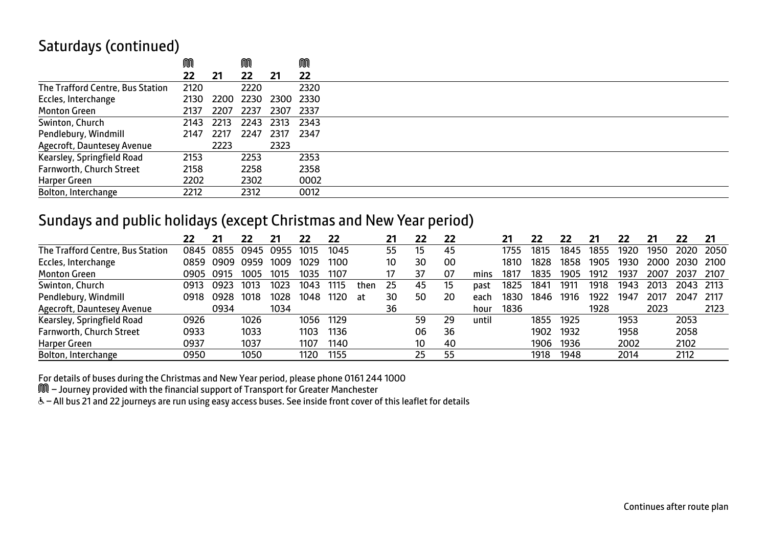## Saturdays (continued)

| | 🚇 | | 🚇 | | 🚇 |
|---|---|---|---|---|---|
| | **22** | **21** | **22** | **21** | **22** |
| The Trafford Centre, Bus Station | 2120 | | 2220 | | 2320 |
| Eccles, Interchange | 2130 | 2200 | 2230 | 2300 | 2330 |
| Monton Green | 2137 | 2207 | 2237 | 2307 | 2337 |
| Swinton, Church | 2143 | 2213 | 2243 | 2313 | 2343 |
| Pendlebury, Windmill | 2147 | 2217 | 2247 | 2317 | 2347 |
| Agecroft, Dauntesey Avenue | | 2223 | | 2323 | |
| Kearsley, Springfield Road | 2153 | | 2253 | | 2353 |
| Farnworth, Church Street | 2158 | | 2258 | | 2358 |
| Harper Green | 2202 | | 2302 | | 0002 |
| Bolton, Interchange | 2212 | | 2312 | | 0012 |

## Sundays and public holidays (except Christmas and New Year period)

| | **22** | **21** | **22** | **21** | **22** | **22** | | **21** | **22** | **22** | | **21** | **22** | **22** | **21** | **22** | **21** | **22** | **21** |
|---|---|---|---|---|---|---|---|---|---|---|---|---|---|---|---|---|---|---|---|
| The Trafford Centre, Bus Station | 0845 | 0855 | 0945 | 0955 | 1015 | 1045 | | 55 | 15 | 45 | | 1755 | 1815 | 1845 | 1855 | 1920 | 1950 | 2020 | 2050 |
| Eccles, Interchange | 0859 | 0909 | 0959 | 1009 | 1029 | 1100 | | 10 | 30 | 00 | | 1810 | 1828 | 1858 | 1905 | 1930 | 2000 | 2030 | 2100 |
| Monton Green | 0905 | 0915 | 1005 | 1015 | 1035 | 1107 | | 17 | 37 | 07 | mins | 1817 | 1835 | 1905 | 1912 | 1937 | 2007 | 2037 | 2107 |
| Swinton, Church | 0913 | 0923 | 1013 | 1023 | 1043 | 1115 | then | 25 | 45 | 15 | past | 1825 | 1841 | 1911 | 1918 | 1943 | 2013 | 2043 | 2113 |
| Pendlebury, Windmill | 0918 | 0928 | 1018 | 1028 | 1048 | 1120 | at | 30 | 50 | 20 | each | 1830 | 1846 | 1916 | 1922 | 1947 | 2017 | 2047 | 2117 |
| Agecroft, Dauntesey Avenue | | 0934 | | 1034 | | | | 36 | | | hour | 1836 | | | 1928 | | 2023 | | 2123 |
| Kearsley, Springfield Road | 0926 | | 1026 | | 1056 | 1129 | | | 59 | 29 | until | | 1855 | 1925 | | 1953 | | 2053 | |
| Farnworth, Church Street | 0933 | | 1033 | | 1103 | 1136 | | | 06 | 36 | | | 1902 | 1932 | | 1958 | | 2058 | |
| Harper Green | 0937 | | 1037 | | 1107 | 1140 | | | 10 | 40 | | | 1906 | 1936 | | 2002 | | 2102 | |
| Bolton, Interchange | 0950 | | 1050 | | 1120 | 1155 | | | 25 | 55 | | | 1918 | 1948 | | 2014 | | 2112 | |

For details of buses during the Christmas and New Year period, please phone 0161 244 1000

🚇 – Journey provided with the financial support of Transport for Greater Manchester

♿ – All bus 21 and 22 journeys are run using easy access buses. See inside front cover of this leaflet for details

Continues after route plan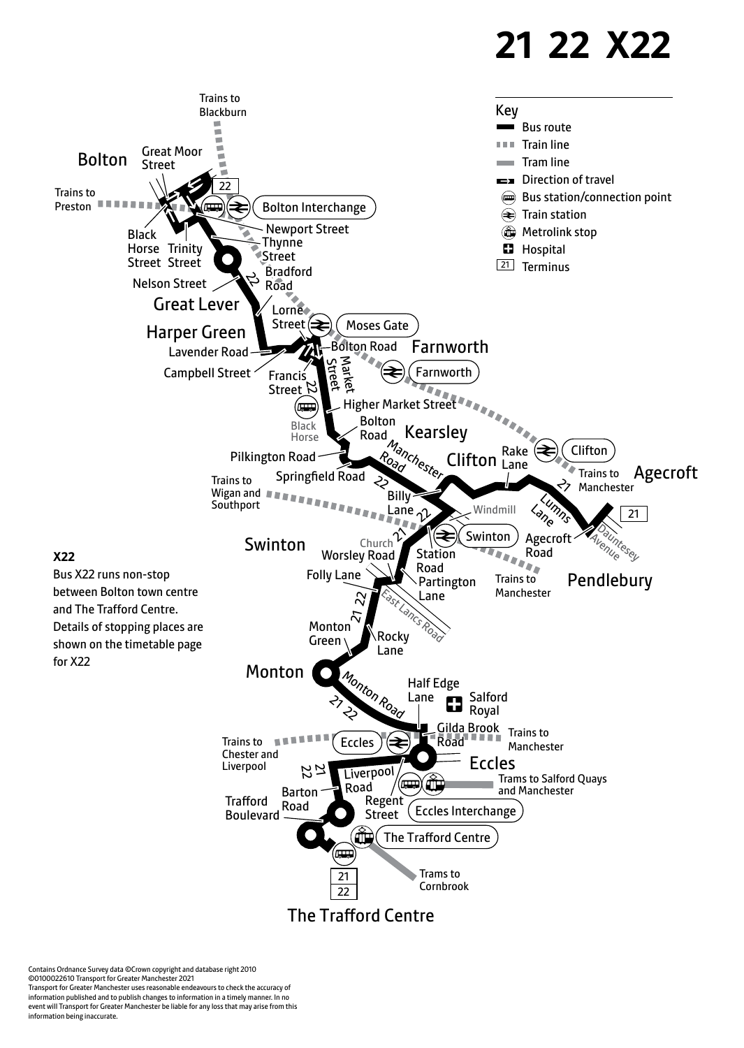# 21 22 X22

## Key

- Bus route
- Train line
- Tram line
- Direction of travel
- Bus station/connection point
- Train station
- Metrolink stop
- Hospital
- 21 Terminus

Trains to Blackburn

Bolton

Great Moor Street

Trains to Preston

22

Bolton Interchange

Newport Street

Black Horse Street

Trinity Street

Thynne Street

Bradford Road

Nelson Street

Great Lever

Lorne Street

Moses Gate

Harper Green

Lavender Road

Bolton Road

Farnworth

Campbell Street

Francis Street

Market Street

Farnworth

Higher Market Street

Black Horse

Bolton Road

Kearsley

Pilkington Road

Manchester Road

Clifton

Rake Lane

Clifton

Trains to Manchester

Agecroft

Springfield Road

Trains to Wigan and Southport

Billy Lane

Windmill

Lumns Lane

21

Dauntesey Avenue

Swinton

Church

Swinton

Agecroft Road

Worsley Road

Station Road

Folly Lane

Partington Lane

Trains to Manchester

Pendlebury

East Lancs Road

Monton Green

Rocky Lane

Monton

Monton Road

Half Edge Lane

Salford Royal

Gilda Brook Road

Trains to Manchester

Trains to Chester and Liverpool

Eccles

Eccles

Liverpool Road

Trams to Salford Quays and Manchester

Barton Road

Regent Street

Eccles Interchange

Trafford Boulevard

The Trafford Centre

21

22

Trams to Cornbrook

The Trafford Centre

**X22**

Bus X22 runs non-stop between Bolton town centre and The Trafford Centre. Details of stopping places are shown on the timetable page for X22

Contains Ordnance Survey data ©Crown copyright and database right 2010
©0100022610 Transport for Greater Manchester 2021
Transport for Greater Manchester uses reasonable endeavours to check the accuracy of information published and to publish changes to information in a timely manner. In no event will Transport for Greater Manchester be liable for any loss that may arise from this information being inaccurate.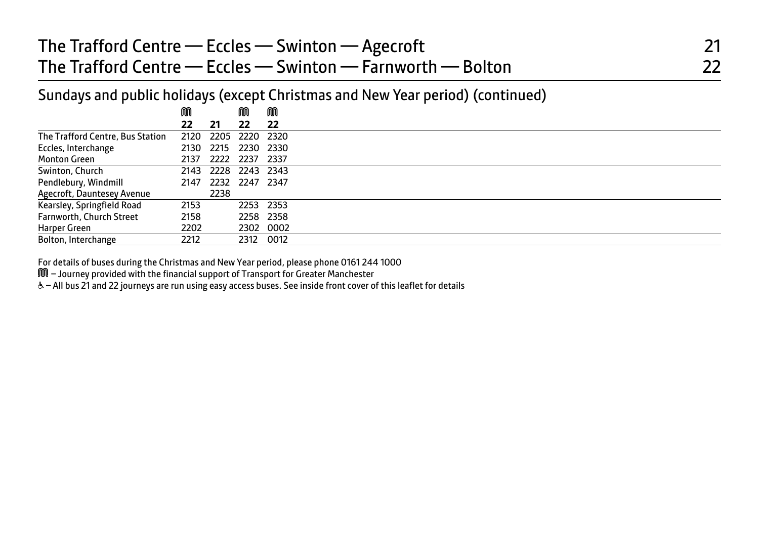# The Trafford Centre — Eccles — Swinton — Agecroft 21
# The Trafford Centre — Eccles — Swinton — Farnworth — Bolton 22

## Sundays and public holidays (except Christmas and New Year period) (continued)

| | Ⓜ | | Ⓜ | Ⓜ |
|---|---|---|---|---|
| | **22** | **21** | **22** | **22** |
| The Trafford Centre, Bus Station | 2120 | 2205 | 2220 | 2320 |
| Eccles, Interchange | 2130 | 2215 | 2230 | 2330 |
| Monton Green | 2137 | 2222 | 2237 | 2337 |
| Swinton, Church | 2143 | 2228 | 2243 | 2343 |
| Pendlebury, Windmill | 2147 | 2232 | 2247 | 2347 |
| Agecroft, Dauntesey Avenue | | 2238 | | |
| Kearsley, Springfield Road | 2153 | | 2253 | 2353 |
| Farnworth, Church Street | 2158 | | 2258 | 2358 |
| Harper Green | 2202 | | 2302 | 0002 |
| Bolton, Interchange | 2212 | | 2312 | 0012 |

For details of buses during the Christmas and New Year period, please phone 0161 244 1000

Ⓜ – Journey provided with the financial support of Transport for Greater Manchester

♿ – All bus 21 and 22 journeys are run using easy access buses. See inside front cover of this leaflet for details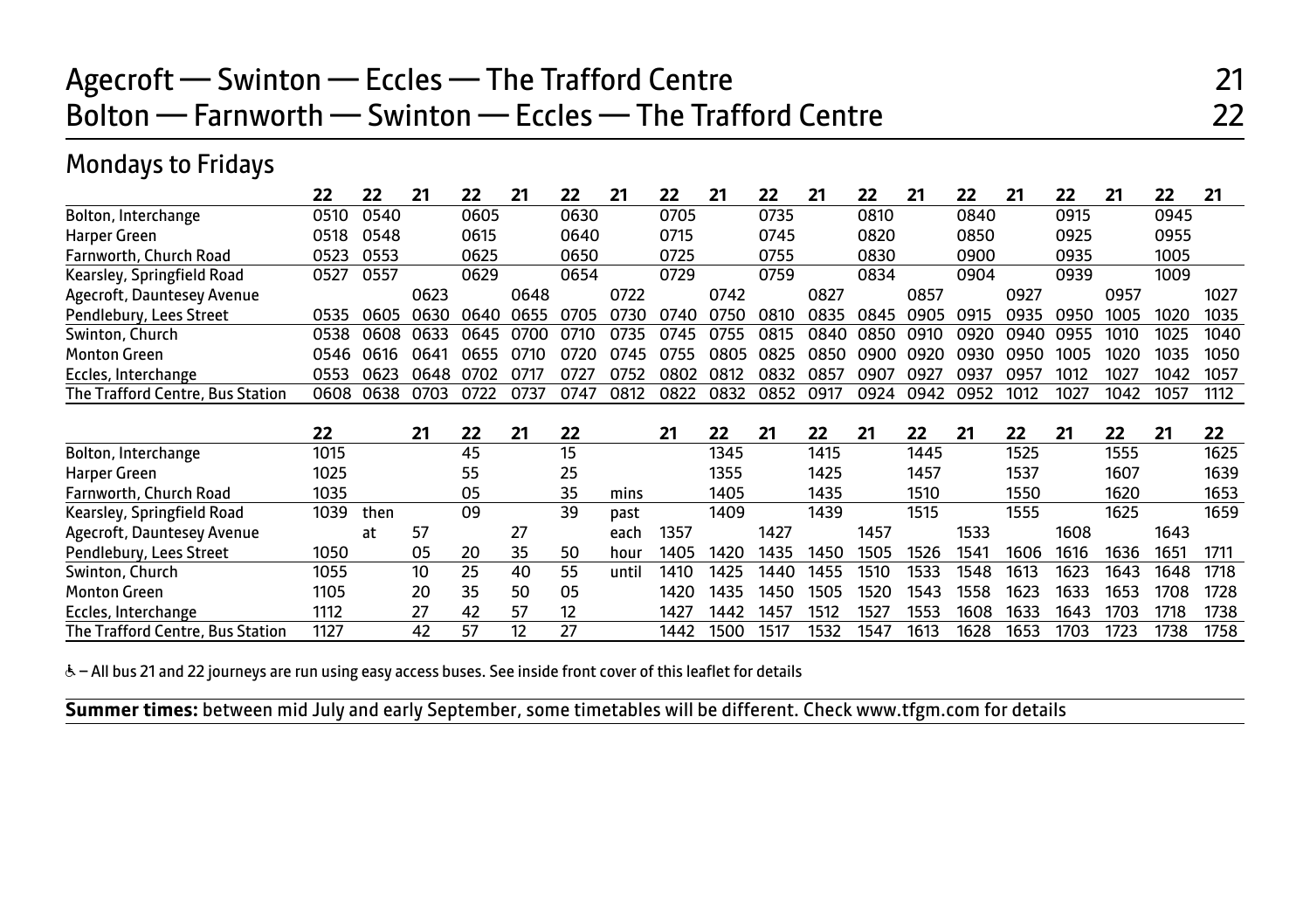# Agecroft — Swinton — Eccles — The Trafford Centre 21
# Bolton — Farnworth — Swinton — Eccles — The Trafford Centre 22

## Mondays to Fridays

| | 22 | 22 | 21 | 22 | 21 | 22 | 21 | 22 | 21 | 22 | 21 | 22 | 21 | 22 | 21 | 22 | 21 | 22 | 21 |
|---|---|---|---|---|---|---|---|---|---|---|---|---|---|---|---|---|---|---|---|
| Bolton, Interchange | 0510 | 0540 | | 0605 | | 0630 | | 0705 | | 0735 | | 0810 | | 0840 | | 0915 | | 0945 | |
| Harper Green | 0518 | 0548 | | 0615 | | 0640 | | 0715 | | 0745 | | 0820 | | 0850 | | 0925 | | 0955 | |
| Farnworth, Church Road | 0523 | 0553 | | 0625 | | 0650 | | 0725 | | 0755 | | 0830 | | 0900 | | 0935 | | 1005 | |
| Kearsley, Springfield Road | 0527 | 0557 | | 0629 | | 0654 | | 0729 | | 0759 | | 0834 | | 0904 | | 0939 | | 1009 | |
| Agecroft, Dauntesey Avenue | | | 0623 | | 0648 | | 0722 | | 0742 | | 0827 | | 0857 | | 0927 | | 0957 | | 1027 |
| Pendlebury, Lees Street | 0535 | 0605 | 0630 | 0640 | 0655 | 0705 | 0730 | 0740 | 0750 | 0810 | 0835 | 0845 | 0905 | 0915 | 0935 | 0950 | 1005 | 1020 | 1035 |
| Swinton, Church | 0538 | 0608 | 0633 | 0645 | 0700 | 0710 | 0735 | 0745 | 0755 | 0815 | 0840 | 0850 | 0910 | 0920 | 0940 | 0955 | 1010 | 1025 | 1040 |
| Monton Green | 0546 | 0616 | 0641 | 0655 | 0710 | 0720 | 0745 | 0755 | 0805 | 0825 | 0850 | 0900 | 0920 | 0930 | 0950 | 1005 | 1020 | 1035 | 1050 |
| Eccles, Interchange | 0553 | 0623 | 0648 | 0702 | 0717 | 0727 | 0752 | 0802 | 0812 | 0832 | 0857 | 0907 | 0927 | 0937 | 0957 | 1012 | 1027 | 1042 | 1057 |
| The Trafford Centre, Bus Station | 0608 | 0638 | 0703 | 0722 | 0737 | 0747 | 0812 | 0822 | 0832 | 0852 | 0917 | 0924 | 0942 | 0952 | 1012 | 1027 | 1042 | 1057 | 1112 |

| | 22 | | 21 | 22 | 21 | 22 | | 21 | 22 | 21 | 22 | 21 | 22 | 21 | 22 | 21 | 22 | 21 | 22 |
|---|---|---|---|---|---|---|---|---|---|---|---|---|---|---|---|---|---|---|---|
| Bolton, Interchange | 1015 | | | 45 | | 15 | | | 1345 | | 1415 | | 1445 | | 1525 | | 1555 | | 1625 |
| Harper Green | 1025 | | | 55 | | 25 | | | 1355 | | 1425 | | 1457 | | 1537 | | 1607 | | 1639 |
| Farnworth, Church Road | 1035 | | | 05 | | 35 | mins | | 1405 | | 1435 | | 1510 | | 1550 | | 1620 | | 1653 |
| Kearsley, Springfield Road | 1039 | then | | 09 | | 39 | past | | 1409 | | 1439 | | 1515 | | 1555 | | 1625 | | 1659 |
| Agecroft, Dauntesey Avenue | | at | 57 | | 27 | | each | 1357 | | 1427 | | 1457 | | 1533 | | 1608 | | 1643 | |
| Pendlebury, Lees Street | 1050 | | 05 | 20 | 35 | 50 | hour | 1405 | 1420 | 1435 | 1450 | 1505 | 1526 | 1541 | 1606 | 1616 | 1636 | 1651 | 1711 |
| Swinton, Church | 1055 | | 10 | 25 | 40 | 55 | until | 1410 | 1425 | 1440 | 1455 | 1510 | 1533 | 1548 | 1613 | 1623 | 1643 | 1648 | 1718 |
| Monton Green | 1105 | | 20 | 35 | 50 | 05 | | 1420 | 1435 | 1450 | 1505 | 1520 | 1543 | 1558 | 1623 | 1633 | 1653 | 1708 | 1728 |
| Eccles, Interchange | 1112 | | 27 | 42 | 57 | 12 | | 1427 | 1442 | 1457 | 1512 | 1527 | 1553 | 1608 | 1633 | 1643 | 1703 | 1718 | 1738 |
| The Trafford Centre, Bus Station | 1127 | | 42 | 57 | 12 | 27 | | 1442 | 1500 | 1517 | 1532 | 1547 | 1613 | 1628 | 1653 | 1703 | 1723 | 1738 | 1758 |

♿ – All bus 21 and 22 journeys are run using easy access buses. See inside front cover of this leaflet for details

**Summer times:** between mid July and early September, some timetables will be different. Check www.tfgm.com for details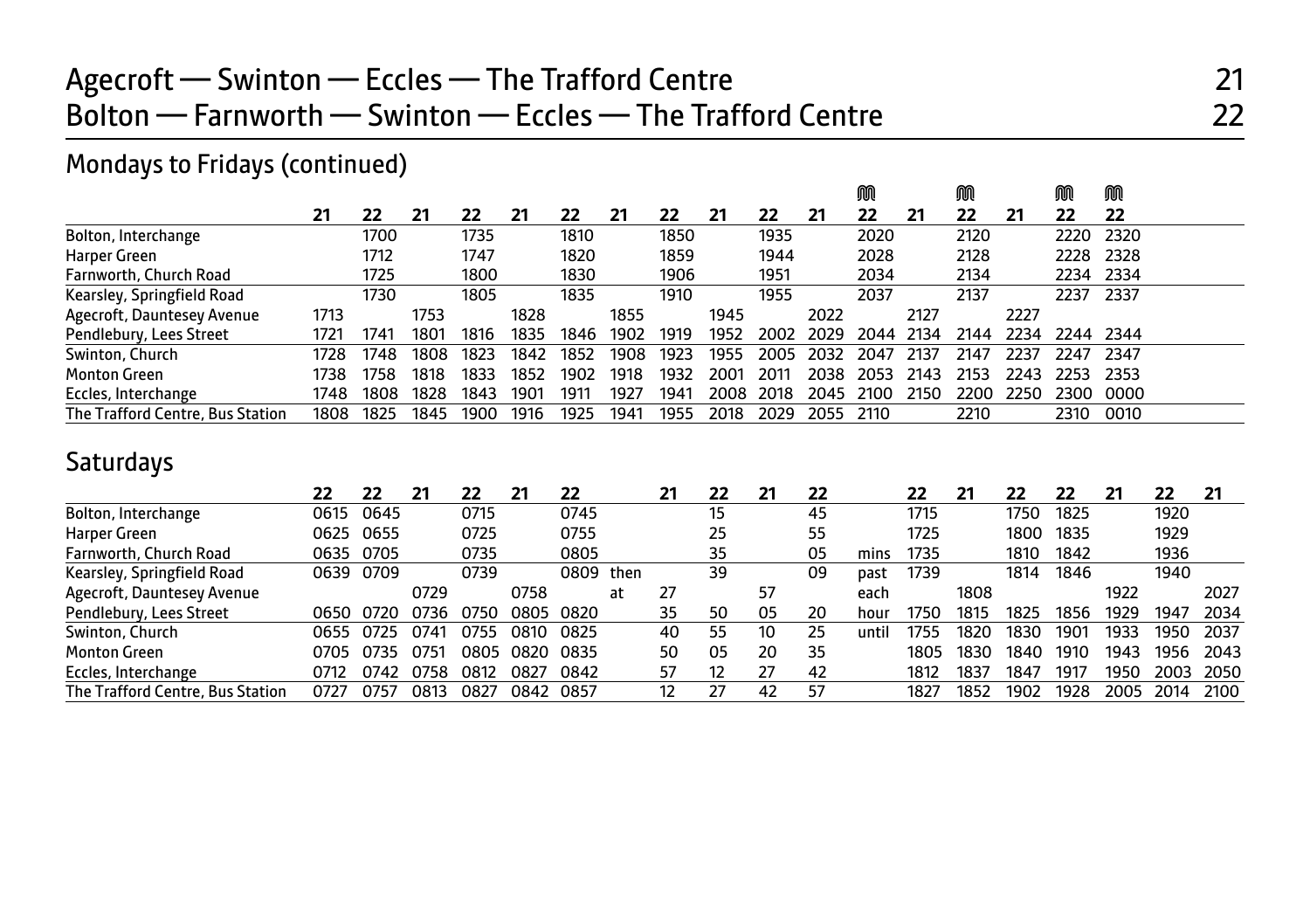# Agecroft — Swinton — Eccles — The Trafford Centre 21
# Bolton — Farnworth — Swinton — Eccles — The Trafford Centre 22

## Mondays to Fridays (continued)

| | 21 | 22 | 21 | 22 | 21 | 22 | 21 | 22 | 21 | 22 | 21 | 22 Ⓜ | 21 | 22 Ⓜ | 21 | 22 Ⓜ | 22 Ⓜ |
|---|---|---|---|---|---|---|---|---|---|---|---|---|---|---|---|---|---|
| Bolton, Interchange | | 1700 | | 1735 | | 1810 | | 1850 | | 1935 | | 2020 | | 2120 | | 2220 | 2320 |
| Harper Green | | 1712 | | 1747 | | 1820 | | 1859 | | 1944 | | 2028 | | 2128 | | 2228 | 2328 |
| Farnworth, Church Road | | 1725 | | 1800 | | 1830 | | 1906 | | 1951 | | 2034 | | 2134 | | 2234 | 2334 |
| Kearsley, Springfield Road | | 1730 | | 1805 | | 1835 | | 1910 | | 1955 | | 2037 | | 2137 | | 2237 | 2337 |
| Agecroft, Dauntesey Avenue | 1713 | | 1753 | | 1828 | | 1855 | | 1945 | | 2022 | | 2127 | | 2227 | | |
| Pendlebury, Lees Street | 1721 | 1741 | 1801 | 1816 | 1835 | 1846 | 1902 | 1919 | 1952 | 2002 | 2029 | 2044 | 2134 | 2144 | 2234 | 2244 | 2344 |
| Swinton, Church | 1728 | 1748 | 1808 | 1823 | 1842 | 1852 | 1908 | 1923 | 1955 | 2005 | 2032 | 2047 | 2137 | 2147 | 2237 | 2247 | 2347 |
| Monton Green | 1738 | 1758 | 1818 | 1833 | 1852 | 1902 | 1918 | 1932 | 2001 | 2011 | 2038 | 2053 | 2143 | 2153 | 2243 | 2253 | 2353 |
| Eccles, Interchange | 1748 | 1808 | 1828 | 1843 | 1901 | 1911 | 1927 | 1941 | 2008 | 2018 | 2045 | 2100 | 2150 | 2200 | 2250 | 2300 | 0000 |
| The Trafford Centre, Bus Station | 1808 | 1825 | 1845 | 1900 | 1916 | 1925 | 1941 | 1955 | 2018 | 2029 | 2055 | 2110 | | 2210 | | 2310 | 0010 |

## Saturdays

| | 22 | 22 | 21 | 22 | 21 | 22 | | 21 | 22 | 21 | 22 | | 22 | 21 | 22 | 22 | 21 | 22 | 21 |
|---|---|---|---|---|---|---|---|---|---|---|---|---|---|---|---|---|---|---|---|
| Bolton, Interchange | 0615 | 0645 | | 0715 | | 0745 | | | 15 | | 45 | | 1715 | | 1750 | 1825 | | 1920 | |
| Harper Green | 0625 | 0655 | | 0725 | | 0755 | | | 25 | | 55 | | 1725 | | 1800 | 1835 | | 1929 | |
| Farnworth, Church Road | 0635 | 0705 | | 0735 | | 0805 | | | 35 | | 05 | mins | 1735 | | 1810 | 1842 | | 1936 | |
| Kearsley, Springfield Road | 0639 | 0709 | | 0739 | | 0809 | then | | 39 | | 09 | past | 1739 | | 1814 | 1846 | | 1940 | |
| Agecroft, Dauntesey Avenue | | | 0729 | | 0758 | | at | 27 | | 57 | | each | | 1808 | | | 1922 | | 2027 |
| Pendlebury, Lees Street | 0650 | 0720 | 0736 | 0750 | 0805 | 0820 | | 35 | 50 | 05 | 20 | hour | 1750 | 1815 | 1825 | 1856 | 1929 | 1947 | 2034 |
| Swinton, Church | 0655 | 0725 | 0741 | 0755 | 0810 | 0825 | | 40 | 55 | 10 | 25 | until | 1755 | 1820 | 1830 | 1901 | 1933 | 1950 | 2037 |
| Monton Green | 0705 | 0735 | 0751 | 0805 | 0820 | 0835 | | 50 | 05 | 20 | 35 | | 1805 | 1830 | 1840 | 1910 | 1943 | 1956 | 2043 |
| Eccles, Interchange | 0712 | 0742 | 0758 | 0812 | 0827 | 0842 | | 57 | 12 | 27 | 42 | | 1812 | 1837 | 1847 | 1917 | 1950 | 2003 | 2050 |
| The Trafford Centre, Bus Station | 0727 | 0757 | 0813 | 0827 | 0842 | 0857 | | 12 | 27 | 42 | 57 | | 1827 | 1852 | 1902 | 1928 | 2005 | 2014 | 2100 |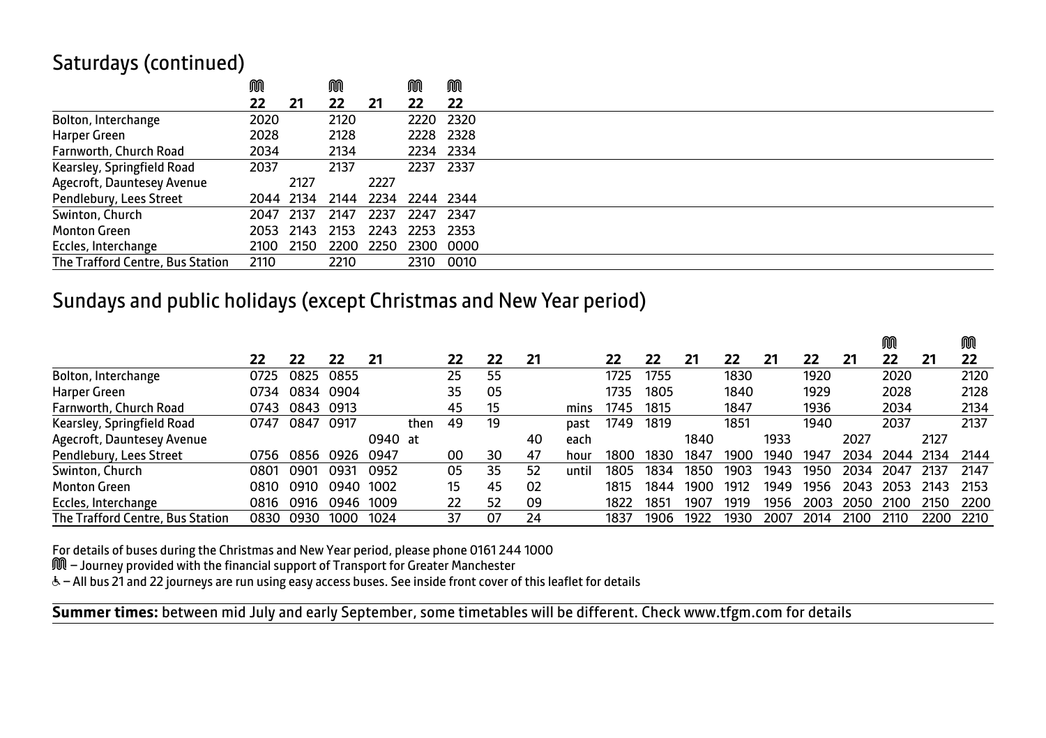## Saturdays (continued)

| | 22 Ⓜ | 21 | 22 Ⓜ | 21 | 22 Ⓜ | 22 Ⓜ |
|---|---|---|---|---|---|---|
| Bolton, Interchange | 2020 | | 2120 | | 2220 | 2320 |
| Harper Green | 2028 | | 2128 | | 2228 | 2328 |
| Farnworth, Church Road | 2034 | | 2134 | | 2234 | 2334 |
| Kearsley, Springfield Road | 2037 | | 2137 | | 2237 | 2337 |
| Agecroft, Dauntesey Avenue | | 2127 | | 2227 | | |
| Pendlebury, Lees Street | 2044 | 2134 | 2144 | 2234 | 2244 | 2344 |
| Swinton, Church | 2047 | 2137 | 2147 | 2237 | 2247 | 2347 |
| Monton Green | 2053 | 2143 | 2153 | 2243 | 2253 | 2353 |
| Eccles, Interchange | 2100 | 2150 | 2200 | 2250 | 2300 | 0000 |
| The Trafford Centre, Bus Station | 2110 | | 2210 | | 2310 | 0010 |

## Sundays and public holidays (except Christmas and New Year period)

| | 22 | 22 | 22 | 21 | | 22 | 22 | 21 | | 22 | 22 | 21 | 22 | 21 | 22 | 21 | 22 Ⓜ | 21 | 22 Ⓜ |
|---|---|---|---|---|---|---|---|---|---|---|---|---|---|---|---|---|---|---|---|
| Bolton, Interchange | 0725 | 0825 | 0855 | | | 25 | 55 | | | 1725 | 1755 | | 1830 | | 1920 | | 2020 | | 2120 |
| Harper Green | 0734 | 0834 | 0904 | | | 35 | 05 | | | 1735 | 1805 | | 1840 | | 1929 | | 2028 | | 2128 |
| Farnworth, Church Road | 0743 | 0843 | 0913 | | | 45 | 15 | | mins | 1745 | 1815 | | 1847 | | 1936 | | 2034 | | 2134 |
| Kearsley, Springfield Road | 0747 | 0847 | 0917 | | then | 49 | 19 | | past | 1749 | 1819 | | 1851 | | 1940 | | 2037 | | 2137 |
| Agecroft, Dauntesey Avenue | | | | 0940 | at | | | 40 | each | | | 1840 | | 1933 | | 2027 | | 2127 | |
| Pendlebury, Lees Street | 0756 | 0856 | 0926 | 0947 | | 00 | 30 | 47 | hour | 1800 | 1830 | 1847 | 1900 | 1940 | 1947 | 2034 | 2044 | 2134 | 2144 |
| Swinton, Church | 0801 | 0901 | 0931 | 0952 | | 05 | 35 | 52 | until | 1805 | 1834 | 1850 | 1903 | 1943 | 1950 | 2034 | 2047 | 2137 | 2147 |
| Monton Green | 0810 | 0910 | 0940 | 1002 | | 15 | 45 | 02 | | 1815 | 1844 | 1900 | 1912 | 1949 | 1956 | 2043 | 2053 | 2143 | 2153 |
| Eccles, Interchange | 0816 | 0916 | 0946 | 1009 | | 22 | 52 | 09 | | 1822 | 1851 | 1907 | 1919 | 1956 | 2003 | 2050 | 2100 | 2150 | 2200 |
| The Trafford Centre, Bus Station | 0830 | 0930 | 1000 | 1024 | | 37 | 07 | 24 | | 1837 | 1906 | 1922 | 1930 | 2007 | 2014 | 2100 | 2110 | 2200 | 2210 |

For details of buses during the Christmas and New Year period, please phone 0161 244 1000

Ⓜ – Journey provided with the financial support of Transport for Greater Manchester

♿ – All bus 21 and 22 journeys are run using easy access buses. See inside front cover of this leaflet for details

**Summer times:** between mid July and early September, some timetables will be different. Check www.tfgm.com for details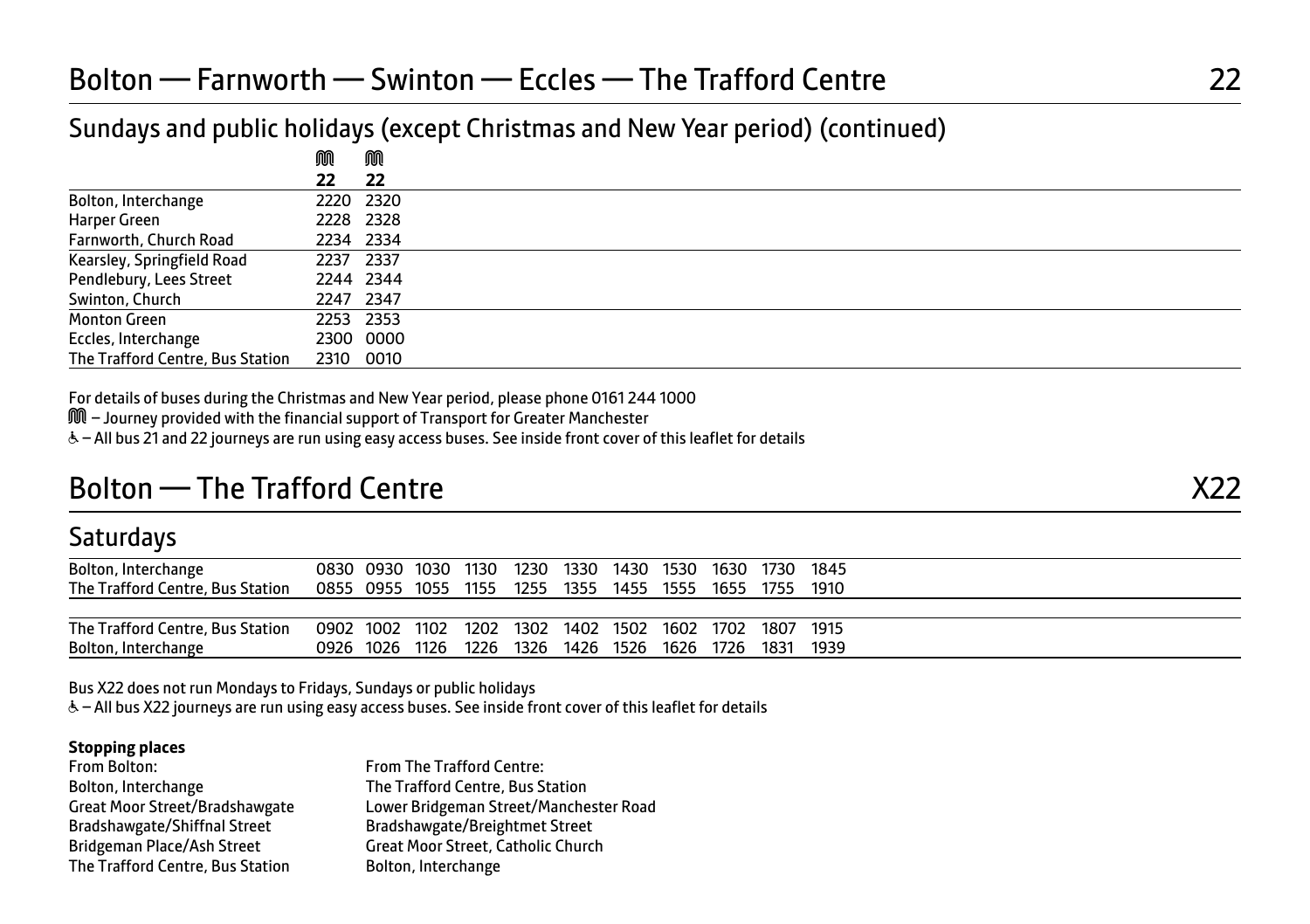# Bolton — Farnworth — Swinton — Eccles — The Trafford Centre 22

## Sundays and public holidays (except Christmas and New Year period) (continued)

| | ⓜ 22 | ⓜ 22 |
|---|---|---|
| Bolton, Interchange | 2220 | 2320 |
| Harper Green | 2228 | 2328 |
| Farnworth, Church Road | 2234 | 2334 |
| Kearsley, Springfield Road | 2237 | 2337 |
| Pendlebury, Lees Street | 2244 | 2344 |
| Swinton, Church | 2247 | 2347 |
| Monton Green | 2253 | 2353 |
| Eccles, Interchange | 2300 | 0000 |
| The Trafford Centre, Bus Station | 2310 | 0010 |

For details of buses during the Christmas and New Year period, please phone 0161 244 1000

ⓜ – Journey provided with the financial support of Transport for Greater Manchester

♿ – All bus 21 and 22 journeys are run using easy access buses. See inside front cover of this leaflet for details

# Bolton — The Trafford Centre X22

## Saturdays

| | | | | | | | | | | | |
|---|---|---|---|---|---|---|---|---|---|---|---|
| Bolton, Interchange | 0830 | 0930 | 1030 | 1130 | 1230 | 1330 | 1430 | 1530 | 1630 | 1730 | 1845 |
| The Trafford Centre, Bus Station | 0855 | 0955 | 1055 | 1155 | 1255 | 1355 | 1455 | 1555 | 1655 | 1755 | 1910 |

| | | | | | | | | | | | |
|---|---|---|---|---|---|---|---|---|---|---|---|
| The Trafford Centre, Bus Station | 0902 | 1002 | 1102 | 1202 | 1302 | 1402 | 1502 | 1602 | 1702 | 1807 | 1915 |
| Bolton, Interchange | 0926 | 1026 | 1126 | 1226 | 1326 | 1426 | 1526 | 1626 | 1726 | 1831 | 1939 |

Bus X22 does not run Mondays to Fridays, Sundays or public holidays

♿ – All bus X22 journeys are run using easy access buses. See inside front cover of this leaflet for details

**Stopping places**

From Bolton:
Bolton, Interchange
Great Moor Street/Bradshawgate
Bradshawgate/Shiffnal Street
Bridgeman Place/Ash Street
The Trafford Centre, Bus Station

From The Trafford Centre:
The Trafford Centre, Bus Station
Lower Bridgeman Street/Manchester Road
Bradshawgate/Breightmet Street
Great Moor Street, Catholic Church
Bolton, Interchange